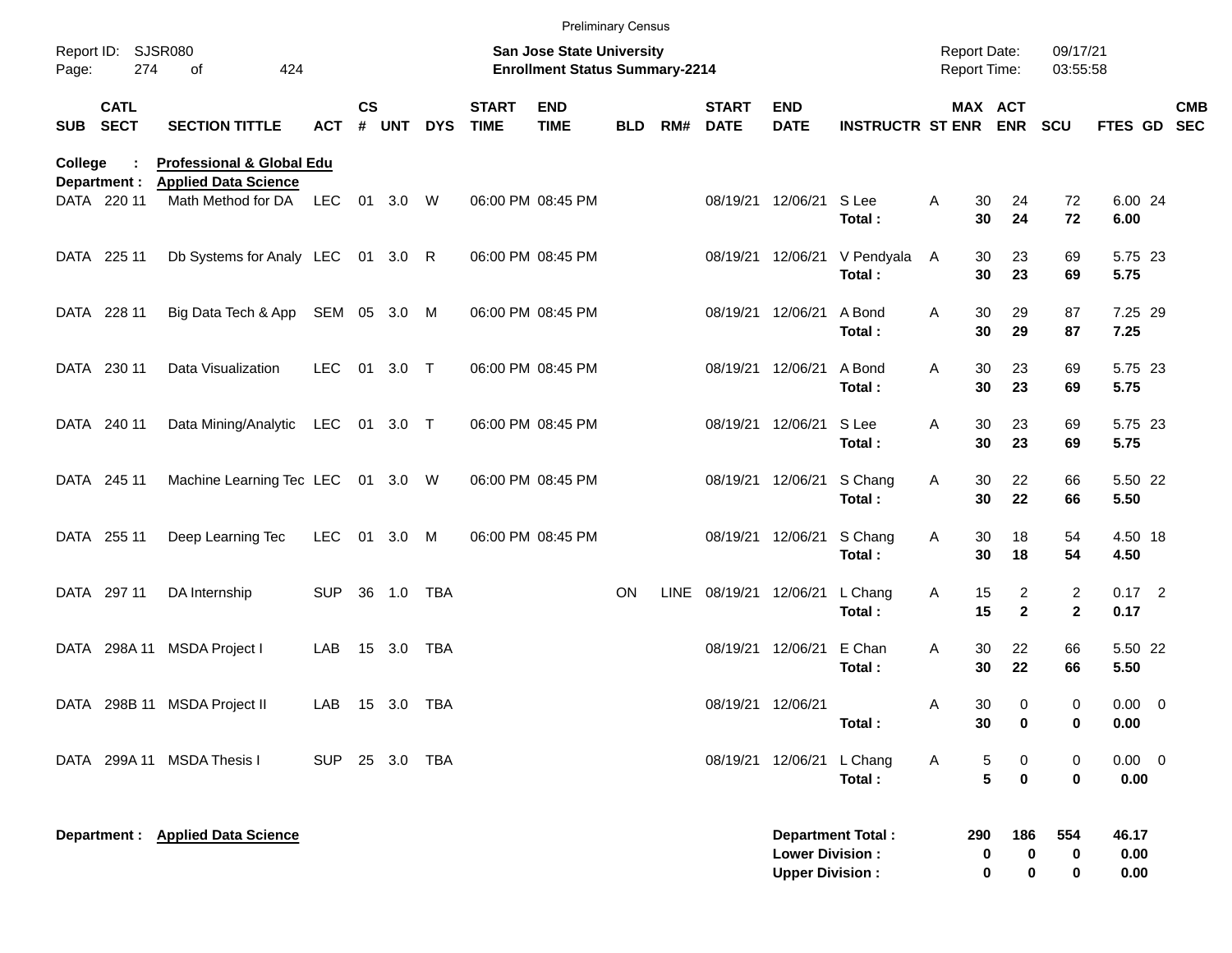Preliminary Census

Report ID: SJSR080

**San Jose State University**
**Enrollment Status Summary-2214**

Report Date: 09/17/21
Report Time: 03:55:58

**College : Professional & Global Edu**
**Department : Applied Data Science**

| SUB | CATL SECT | SECTION TITTLE | ACT | CS # | UNT | DYS | START TIME | END TIME | BLD | RM# | START DATE | END DATE | INSTRUCTR | ST | MAX ENR | ACT ENR | SCU | FTES | GD | CMB SEC |
|---|---|---|---|---|---|---|---|---|---|---|---|---|---|---|---|---|---|---|---|---|
| DATA | 220 11 | Math Method for DA | LEC | 01 | 3.0 | W | 06:00 PM | 08:45 PM | | | 08/19/21 | 12/06/21 | S Lee | A | 30 | 24 | 72 | 6.00 | 24 | |
| | | | | | | | | | | | | | **Total :** | | **30** | **24** | **72** | **6.00** | | |
| DATA | 225 11 | Db Systems for Analy | LEC | 01 | 3.0 | R | 06:00 PM | 08:45 PM | | | 08/19/21 | 12/06/21 | V Pendyala | A | 30 | 23 | 69 | 5.75 | 23 | |
| | | | | | | | | | | | | | **Total :** | | **30** | **23** | **69** | **5.75** | | |
| DATA | 228 11 | Big Data Tech & App | SEM | 05 | 3.0 | M | 06:00 PM | 08:45 PM | | | 08/19/21 | 12/06/21 | A Bond | A | 30 | 29 | 87 | 7.25 | 29 | |
| | | | | | | | | | | | | | **Total :** | | **30** | **29** | **87** | **7.25** | | |
| DATA | 230 11 | Data Visualization | LEC | 01 | 3.0 | T | 06:00 PM | 08:45 PM | | | 08/19/21 | 12/06/21 | A Bond | A | 30 | 23 | 69 | 5.75 | 23 | |
| | | | | | | | | | | | | | **Total :** | | **30** | **23** | **69** | **5.75** | | |
| DATA | 240 11 | Data Mining/Analytic | LEC | 01 | 3.0 | T | 06:00 PM | 08:45 PM | | | 08/19/21 | 12/06/21 | S Lee | A | 30 | 23 | 69 | 5.75 | 23 | |
| | | | | | | | | | | | | | **Total :** | | **30** | **23** | **69** | **5.75** | | |
| DATA | 245 11 | Machine Learning Tec | LEC | 01 | 3.0 | W | 06:00 PM | 08:45 PM | | | 08/19/21 | 12/06/21 | S Chang | A | 30 | 22 | 66 | 5.50 | 22 | |
| | | | | | | | | | | | | | **Total :** | | **30** | **22** | **66** | **5.50** | | |
| DATA | 255 11 | Deep Learning Tec | LEC | 01 | 3.0 | M | 06:00 PM | 08:45 PM | | | 08/19/21 | 12/06/21 | S Chang | A | 30 | 18 | 54 | 4.50 | 18 | |
| | | | | | | | | | | | | | **Total :** | | **30** | **18** | **54** | **4.50** | | |
| DATA | 297 11 | DA Internship | SUP | 36 | 1.0 | TBA | | | ON | LINE | 08/19/21 | 12/06/21 | L Chang | A | 15 | 2 | 2 | 0.17 | 2 | |
| | | | | | | | | | | | | | **Total :** | | **15** | **2** | **2** | **0.17** | | |
| DATA | 298A 11 | MSDA Project I | LAB | 15 | 3.0 | TBA | | | | | 08/19/21 | 12/06/21 | E Chan | A | 30 | 22 | 66 | 5.50 | 22 | |
| | | | | | | | | | | | | | **Total :** | | **30** | **22** | **66** | **5.50** | | |
| DATA | 298B 11 | MSDA Project II | LAB | 15 | 3.0 | TBA | | | | | 08/19/21 | 12/06/21 | | A | 30 | 0 | 0 | 0.00 | 0 | |
| | | | | | | | | | | | | | **Total :** | | **30** | **0** | **0** | **0.00** | | |
| DATA | 299A 11 | MSDA Thesis I | SUP | 25 | 3.0 | TBA | | | | | 08/19/21 | 12/06/21 | L Chang | A | 5 | 0 | 0 | 0.00 | 0 | |
| | | | | | | | | | | | | | **Total :** | | **5** | **0** | **0** | **0.00** | | |

**Department : Applied Data Science**

| | MAX ENR | ACT ENR | SCU | FTES |
|---|---|---|---|---|
| **Department Total :** | **290** | **186** | **554** | **46.17** |
| **Lower Division :** | **0** | **0** | **0** | **0.00** |
| **Upper Division :** | **0** | **0** | **0** | **0.00** |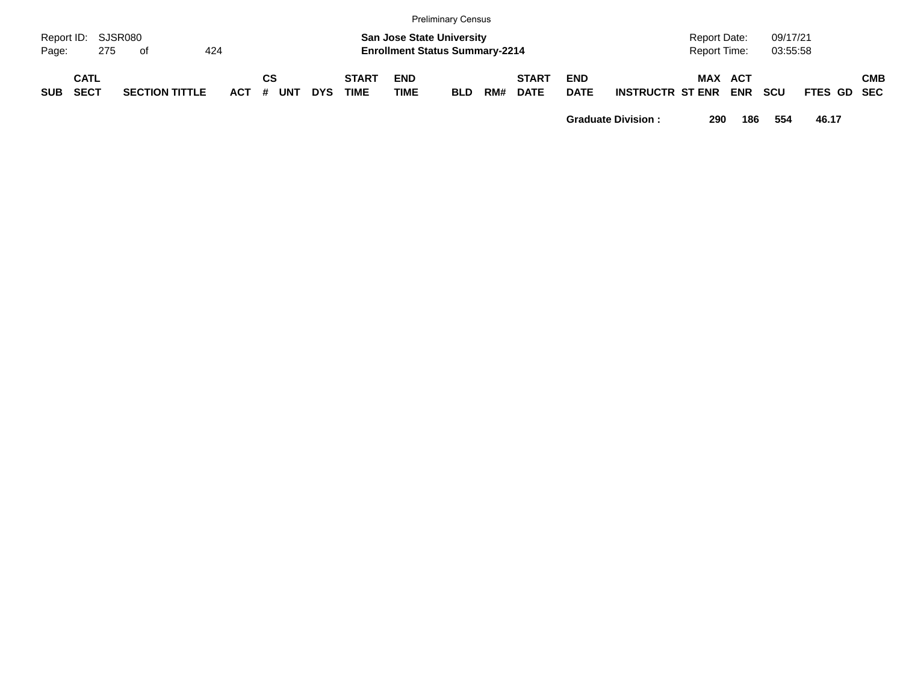| SUB | CATL SECT | SECTION TITTLE | ACT | CS # | UNT | DYS | START TIME | END TIME | BLD | RM# | START DATE | END DATE | INSTRUCTR | ST | MAX ENR | ACT ENR | SCU | FTES | GD | CMB SEC |
|---|---|---|---|---|---|---|---|---|---|---|---|---|---|---|---|---|---|---|---|---|
| | | | | | | | | | | | | **Graduate Division :** | | | **290** | **186** | **554** | **46.17** | | |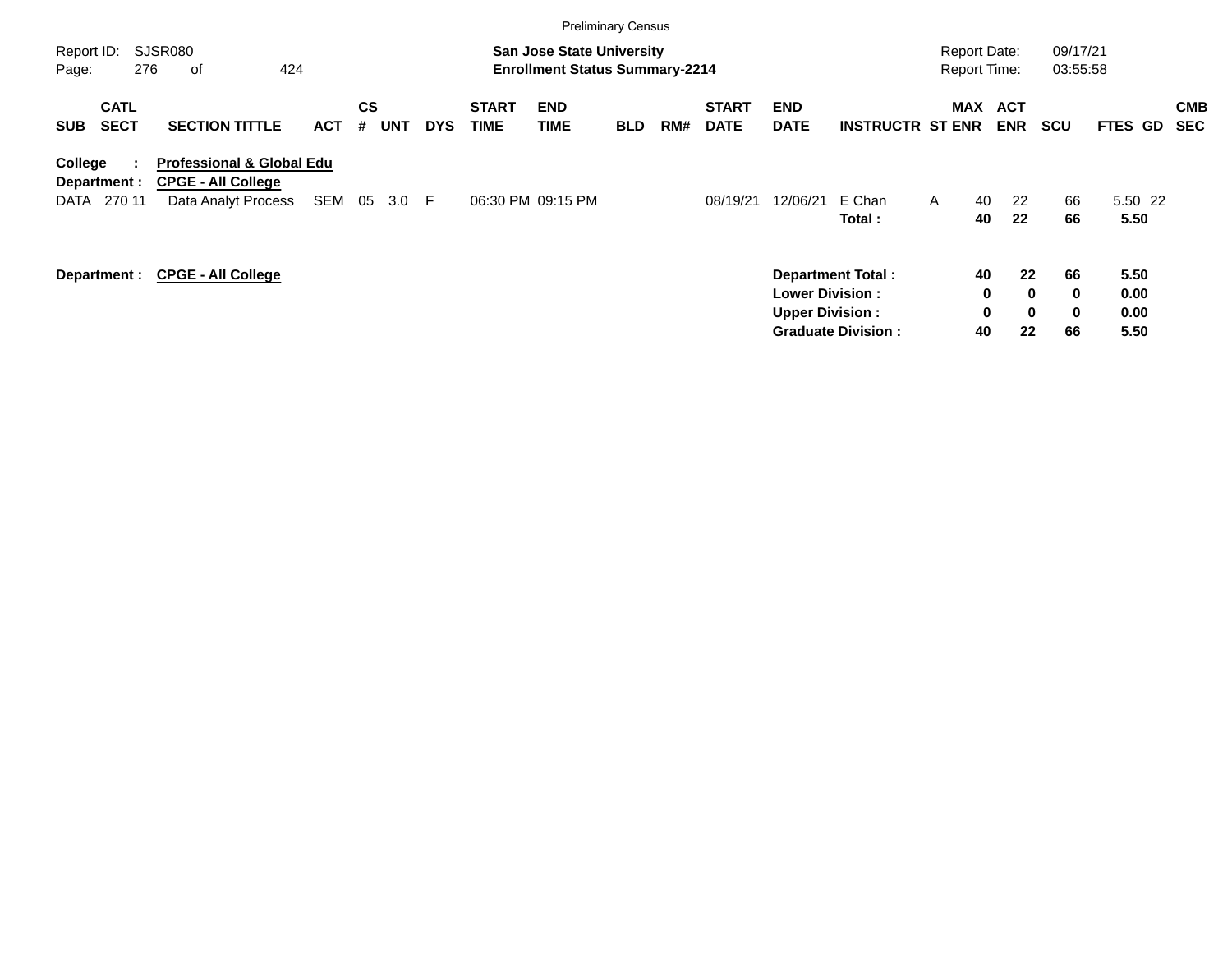Preliminary Census

Report ID: SJSR080
Page: 276 of 424

**San Jose State University**
**Enrollment Status Summary-2214**

Report Date: 09/17/21
Report Time: 03:55:58

| SUB | CATL SECT | SECTION TITTLE | ACT | CS # | UNT | DYS | START TIME | END TIME | BLD | RM# | START DATE | END DATE | INSTRUCTR | ST | MAX ENR | ACT ENR | SCU | FTES | GD | CMB SEC |
|---|---|---|---|---|---|---|---|---|---|---|---|---|---|---|---|---|---|---|---|---|
| **College :** | | **Professional & Global Edu** | | | | | | | | | | | | | | | | | | |
| **Department :** | | **CPGE - All College** | | | | | | | | | | | | | | | | | | |
| DATA | 270 11 | Data Analyt Process | SEM | 05 | 3.0 | F | 06:30 PM | 09:15 PM | | | 08/19/21 | 12/06/21 | E Chan | A | 40 | 22 | 66 | 5.50 | 22 | |
| | | | | | | | | | | | | | **Total :** | | **40** | **22** | **66** | **5.50** | | |

**Department : CPGE - All College**

| | MAX ENR | ACT ENR | SCU | FTES |
|---|---|---|---|---|
| **Department Total :** | **40** | **22** | **66** | **5.50** |
| **Lower Division :** | **0** | **0** | **0** | **0.00** |
| **Upper Division :** | **0** | **0** | **0** | **0.00** |
| **Graduate Division :** | **40** | **22** | **66** | **5.50** |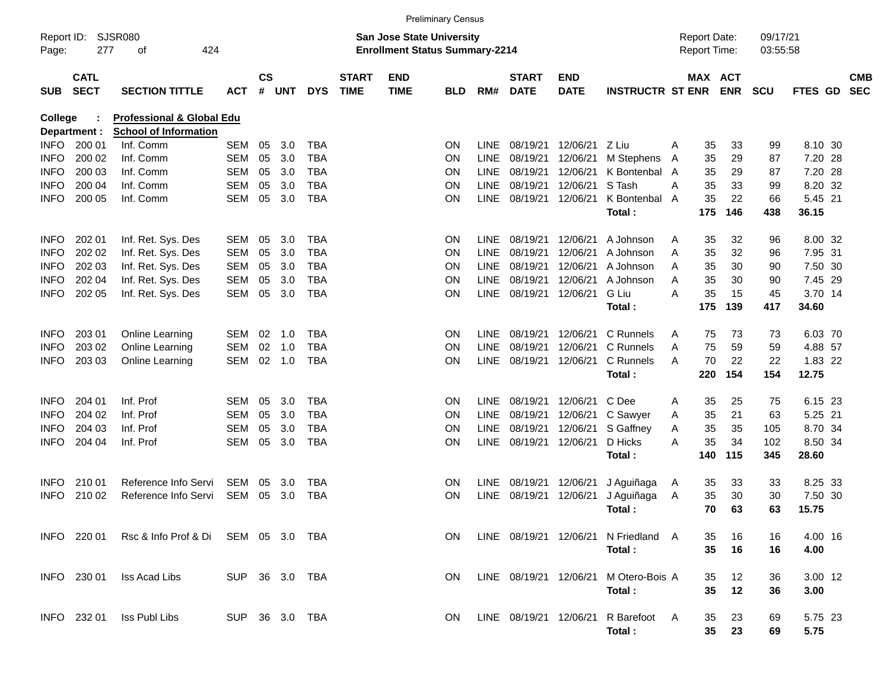Preliminary Census

Report ID: SJSR080

**San Jose State University**
**Enrollment Status Summary-2214**

Report Date: 09/17/21
Report Time: 03:55:58

**College : Professional & Global Edu**
**Department : School of Information**

| SUB | CATL SECT | SECTION TITTLE | ACT | CS # | UNT | DYS | START TIME | END TIME | BLD | RM# | START DATE | END DATE | INSTRUCTR | ST | MAX ENR | ACT ENR | SCU | FTES | GD | CMB SEC |
|---|---|---|---|---|---|---|---|---|---|---|---|---|---|---|---|---|---|---|---|---|
| INFO | 200 01 | Inf. Comm | SEM | 05 | 3.0 | TBA | | | ON | LINE | 08/19/21 | 12/06/21 | Z Liu | A | 35 | 33 | 99 | 8.10 | 30 | |
| INFO | 200 02 | Inf. Comm | SEM | 05 | 3.0 | TBA | | | ON | LINE | 08/19/21 | 12/06/21 | M Stephens | A | 35 | 29 | 87 | 7.20 | 28 | |
| INFO | 200 03 | Inf. Comm | SEM | 05 | 3.0 | TBA | | | ON | LINE | 08/19/21 | 12/06/21 | K Bontenbal | A | 35 | 29 | 87 | 7.20 | 28 | |
| INFO | 200 04 | Inf. Comm | SEM | 05 | 3.0 | TBA | | | ON | LINE | 08/19/21 | 12/06/21 | S Tash | A | 35 | 33 | 99 | 8.20 | 32 | |
| INFO | 200 05 | Inf. Comm | SEM | 05 | 3.0 | TBA | | | ON | LINE | 08/19/21 | 12/06/21 | K Bontenbal | A | 35 | 22 | 66 | 5.45 | 21 | |
| | | | | | | | | | | | | | **Total :** | | **175** | **146** | **438** | **36.15** | | |
| INFO | 202 01 | Inf. Ret. Sys. Des | SEM | 05 | 3.0 | TBA | | | ON | LINE | 08/19/21 | 12/06/21 | A Johnson | A | 35 | 32 | 96 | 8.00 | 32 | |
| INFO | 202 02 | Inf. Ret. Sys. Des | SEM | 05 | 3.0 | TBA | | | ON | LINE | 08/19/21 | 12/06/21 | A Johnson | A | 35 | 32 | 96 | 7.95 | 31 | |
| INFO | 202 03 | Inf. Ret. Sys. Des | SEM | 05 | 3.0 | TBA | | | ON | LINE | 08/19/21 | 12/06/21 | A Johnson | A | 35 | 30 | 90 | 7.50 | 30 | |
| INFO | 202 04 | Inf. Ret. Sys. Des | SEM | 05 | 3.0 | TBA | | | ON | LINE | 08/19/21 | 12/06/21 | A Johnson | A | 35 | 30 | 90 | 7.45 | 29 | |
| INFO | 202 05 | Inf. Ret. Sys. Des | SEM | 05 | 3.0 | TBA | | | ON | LINE | 08/19/21 | 12/06/21 | G Liu | A | 35 | 15 | 45 | 3.70 | 14 | |
| | | | | | | | | | | | | | **Total :** | | **175** | **139** | **417** | **34.60** | | |
| INFO | 203 01 | Online Learning | SEM | 02 | 1.0 | TBA | | | ON | LINE | 08/19/21 | 12/06/21 | C Runnels | A | 75 | 73 | 73 | 6.03 | 70 | |
| INFO | 203 02 | Online Learning | SEM | 02 | 1.0 | TBA | | | ON | LINE | 08/19/21 | 12/06/21 | C Runnels | A | 75 | 59 | 59 | 4.88 | 57 | |
| INFO | 203 03 | Online Learning | SEM | 02 | 1.0 | TBA | | | ON | LINE | 08/19/21 | 12/06/21 | C Runnels | A | 70 | 22 | 22 | 1.83 | 22 | |
| | | | | | | | | | | | | | **Total :** | | **220** | **154** | **154** | **12.75** | | |
| INFO | 204 01 | Inf. Prof | SEM | 05 | 3.0 | TBA | | | ON | LINE | 08/19/21 | 12/06/21 | C Dee | A | 35 | 25 | 75 | 6.15 | 23 | |
| INFO | 204 02 | Inf. Prof | SEM | 05 | 3.0 | TBA | | | ON | LINE | 08/19/21 | 12/06/21 | C Sawyer | A | 35 | 21 | 63 | 5.25 | 21 | |
| INFO | 204 03 | Inf. Prof | SEM | 05 | 3.0 | TBA | | | ON | LINE | 08/19/21 | 12/06/21 | S Gaffney | A | 35 | 35 | 105 | 8.70 | 34 | |
| INFO | 204 04 | Inf. Prof | SEM | 05 | 3.0 | TBA | | | ON | LINE | 08/19/21 | 12/06/21 | D Hicks | A | 35 | 34 | 102 | 8.50 | 34 | |
| | | | | | | | | | | | | | **Total :** | | **140** | **115** | **345** | **28.60** | | |
| INFO | 210 01 | Reference Info Servi | SEM | 05 | 3.0 | TBA | | | ON | LINE | 08/19/21 | 12/06/21 | J Aguiñaga | A | 35 | 33 | 33 | 8.25 | 33 | |
| INFO | 210 02 | Reference Info Servi | SEM | 05 | 3.0 | TBA | | | ON | LINE | 08/19/21 | 12/06/21 | J Aguiñaga | A | 35 | 30 | 30 | 7.50 | 30 | |
| | | | | | | | | | | | | | **Total :** | | **70** | **63** | **63** | **15.75** | | |
| INFO | 220 01 | Rsc & Info Prof & Di | SEM | 05 | 3.0 | TBA | | | ON | LINE | 08/19/21 | 12/06/21 | N Friedland | A | 35 | 16 | 16 | 4.00 | 16 | |
| | | | | | | | | | | | | | **Total :** | | **35** | **16** | **16** | **4.00** | | |
| INFO | 230 01 | Iss Acad Libs | SUP | 36 | 3.0 | TBA | | | ON | LINE | 08/19/21 | 12/06/21 | M Otero-Bois | A | 35 | 12 | 36 | 3.00 | 12 | |
| | | | | | | | | | | | | | **Total :** | | **35** | **12** | **36** | **3.00** | | |
| INFO | 232 01 | Iss Publ Libs | SUP | 36 | 3.0 | TBA | | | ON | LINE | 08/19/21 | 12/06/21 | R Barefoot | A | 35 | 23 | 69 | 5.75 | 23 | |
| | | | | | | | | | | | | | **Total :** | | **35** | **23** | **69** | **5.75** | | |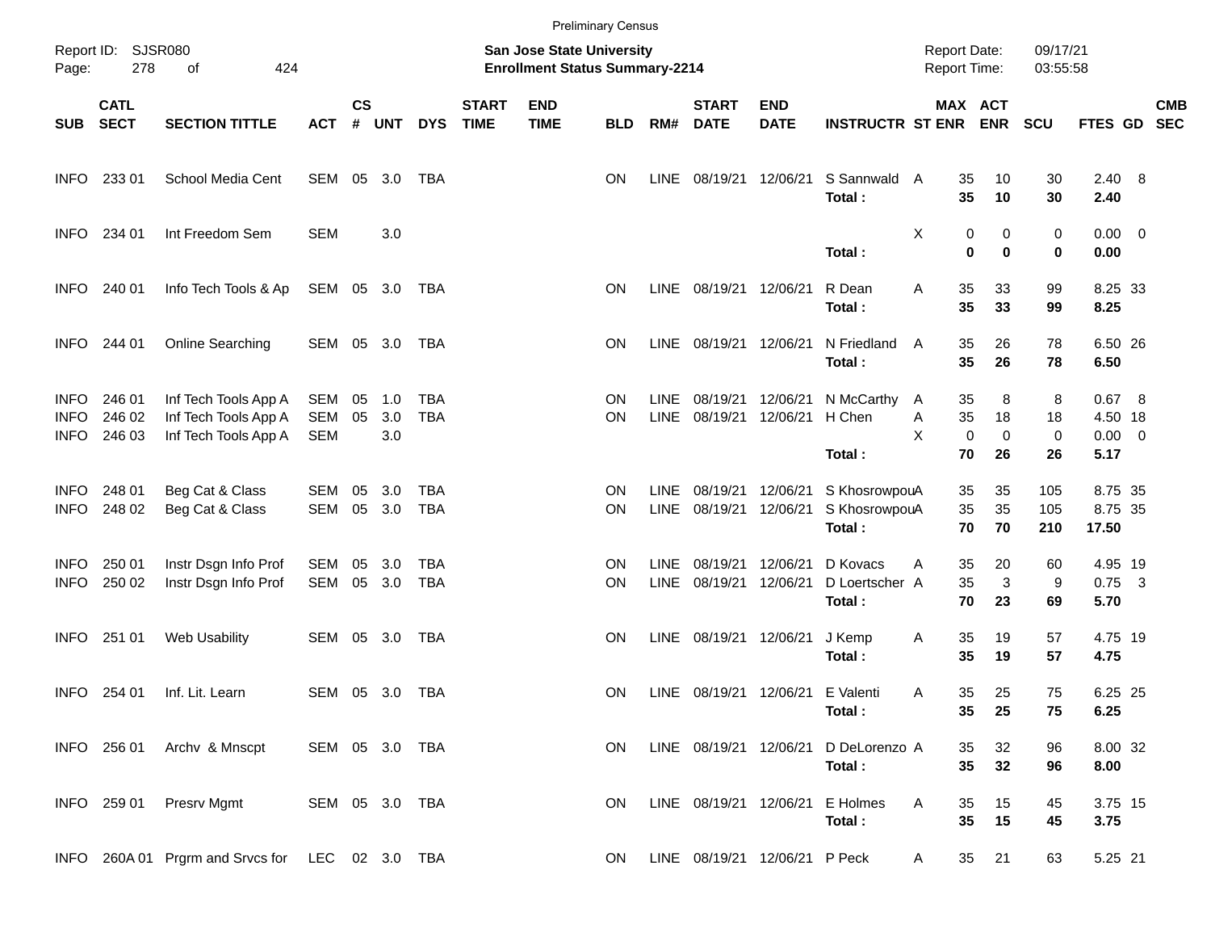Preliminary Census

Report ID: SJSR080
Page: 278 of 424

**San Jose State University**
**Enrollment Status Summary-2214**

Report Date: 09/17/21
Report Time: 03:55:58

| SUB | CATL SECT | SECTION TITTLE | ACT | CS # | UNT | DYS | START TIME | END TIME | BLD | RM# | START DATE | END DATE | INSTRUCTR | ST | MAX ENR | ACT ENR | SCU | FTES | GD | CMB SEC |
|---|---|---|---|---|---|---|---|---|---|---|---|---|---|---|---|---|---|---|---|---|
| INFO | 233 01 | School Media Cent | SEM | 05 | 3.0 | TBA | | | ON | LINE | 08/19/21 | 12/06/21 | S Sannwald | A | 35 | 10 | 30 | 2.40 | 8 | |
| | | | | | | | | | | | | | **Total :** | | **35** | **10** | **30** | **2.40** | | |
| INFO | 234 01 | Int Freedom Sem | SEM | | 3.0 | | | | | | | | | X | 0 | 0 | 0 | 0.00 | 0 | |
| | | | | | | | | | | | | | **Total :** | | **0** | **0** | **0** | **0.00** | | |
| INFO | 240 01 | Info Tech Tools & Ap | SEM | 05 | 3.0 | TBA | | | ON | LINE | 08/19/21 | 12/06/21 | R Dean | A | 35 | 33 | 99 | 8.25 | 33 | |
| | | | | | | | | | | | | | **Total :** | | **35** | **33** | **99** | **8.25** | | |
| INFO | 244 01 | Online Searching | SEM | 05 | 3.0 | TBA | | | ON | LINE | 08/19/21 | 12/06/21 | N Friedland | A | 35 | 26 | 78 | 6.50 | 26 | |
| | | | | | | | | | | | | | **Total :** | | **35** | **26** | **78** | **6.50** | | |
| INFO | 246 01 | Inf Tech Tools App A | SEM | 05 | 1.0 | TBA | | | ON | LINE | 08/19/21 | 12/06/21 | N McCarthy | A | 35 | 8 | 8 | 0.67 | 8 | |
| INFO | 246 02 | Inf Tech Tools App A | SEM | 05 | 3.0 | TBA | | | ON | LINE | 08/19/21 | 12/06/21 | H Chen | A | 35 | 18 | 18 | 4.50 | 18 | |
| INFO | 246 03 | Inf Tech Tools App A | SEM | | 3.0 | | | | | | | | | X | 0 | 0 | 0 | 0.00 | 0 | |
| | | | | | | | | | | | | | **Total :** | | **70** | **26** | **26** | **5.17** | | |
| INFO | 248 01 | Beg Cat & Class | SEM | 05 | 3.0 | TBA | | | ON | LINE | 08/19/21 | 12/06/21 | S Khosrowpou | A | 35 | 35 | 105 | 8.75 | 35 | |
| INFO | 248 02 | Beg Cat & Class | SEM | 05 | 3.0 | TBA | | | ON | LINE | 08/19/21 | 12/06/21 | S Khosrowpou | A | 35 | 35 | 105 | 8.75 | 35 | |
| | | | | | | | | | | | | | **Total :** | | **70** | **70** | **210** | **17.50** | | |
| INFO | 250 01 | Instr Dsgn Info Prof | SEM | 05 | 3.0 | TBA | | | ON | LINE | 08/19/21 | 12/06/21 | D Kovacs | A | 35 | 20 | 60 | 4.95 | 19 | |
| INFO | 250 02 | Instr Dsgn Info Prof | SEM | 05 | 3.0 | TBA | | | ON | LINE | 08/19/21 | 12/06/21 | D Loertscher | A | 35 | 3 | 9 | 0.75 | 3 | |
| | | | | | | | | | | | | | **Total :** | | **70** | **23** | **69** | **5.70** | | |
| INFO | 251 01 | Web Usability | SEM | 05 | 3.0 | TBA | | | ON | LINE | 08/19/21 | 12/06/21 | J Kemp | A | 35 | 19 | 57 | 4.75 | 19 | |
| | | | | | | | | | | | | | **Total :** | | **35** | **19** | **57** | **4.75** | | |
| INFO | 254 01 | Inf. Lit. Learn | SEM | 05 | 3.0 | TBA | | | ON | LINE | 08/19/21 | 12/06/21 | E Valenti | A | 35 | 25 | 75 | 6.25 | 25 | |
| | | | | | | | | | | | | | **Total :** | | **35** | **25** | **75** | **6.25** | | |
| INFO | 256 01 | Archv & Mnscpt | SEM | 05 | 3.0 | TBA | | | ON | LINE | 08/19/21 | 12/06/21 | D DeLorenzo | A | 35 | 32 | 96 | 8.00 | 32 | |
| | | | | | | | | | | | | | **Total :** | | **35** | **32** | **96** | **8.00** | | |
| INFO | 259 01 | Presrv Mgmt | SEM | 05 | 3.0 | TBA | | | ON | LINE | 08/19/21 | 12/06/21 | E Holmes | A | 35 | 15 | 45 | 3.75 | 15 | |
| | | | | | | | | | | | | | **Total :** | | **35** | **15** | **45** | **3.75** | | |
| INFO | 260A 01 | Prgrm and Srvcs for | LEC | 02 | 3.0 | TBA | | | ON | LINE | 08/19/21 | 12/06/21 | P Peck | A | 35 | 21 | 63 | 5.25 | 21 | |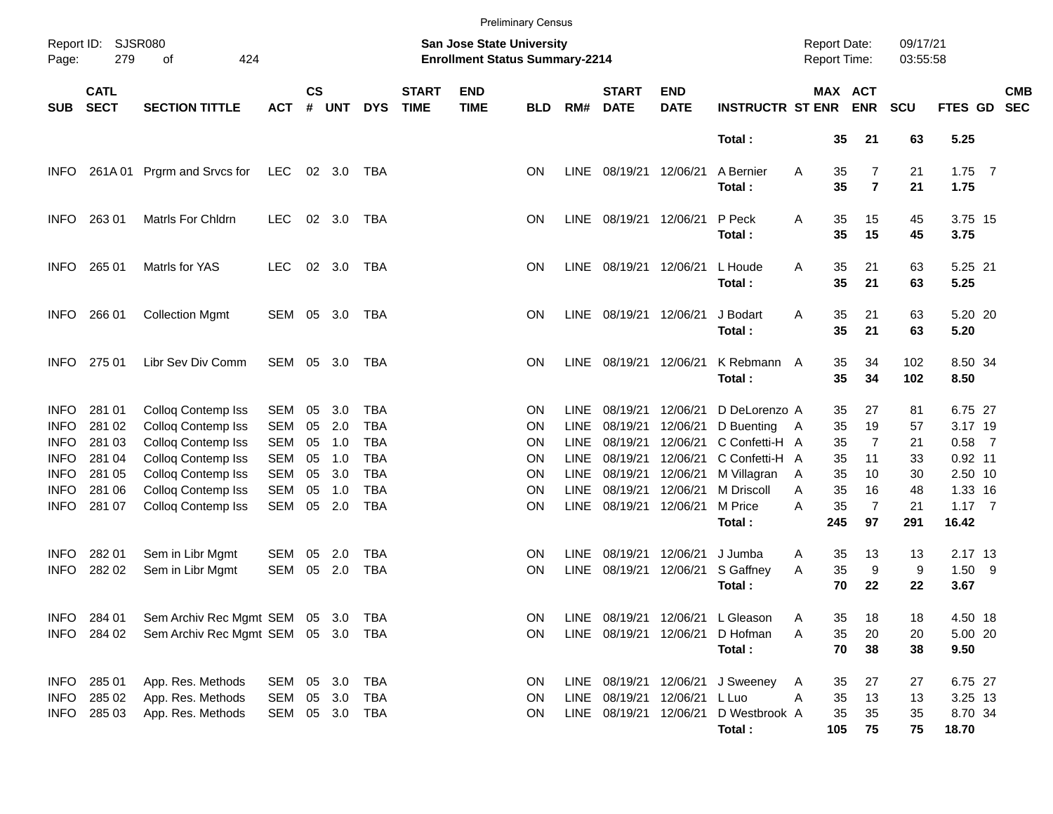Preliminary Census

Report ID: SJSR080
Page: 279 of 424

**San Jose State University**
**Enrollment Status Summary-2214**

Report Date: 09/17/21
Report Time: 03:55:58

| SUB | CATL SECT | SECTION TITTLE | ACT | CS # | UNT | DYS | START TIME | END TIME | BLD | RM# | START DATE | END DATE | INSTRUCTR | ST | MAX ENR | ACT ENR | SCU | FTES | GD | CMB SEC |
|---|---|---|---|---|---|---|---|---|---|---|---|---|---|---|---|---|---|---|---|---|
| | | | | | | | | | | | | | **Total :** | | **35** | **21** | **63** | **5.25** | | |
| INFO | 261A 01 | Prgrm and Srvcs for | LEC | 02 | 3.0 | TBA | | | ON | LINE | 08/19/21 | 12/06/21 | A Bernier | A | 35 | 7 | 21 | 1.75 | 7 | |
| | | | | | | | | | | | | | **Total :** | | **35** | **7** | **21** | **1.75** | | |
| INFO | 263 01 | Matrls For Chldrn | LEC | 02 | 3.0 | TBA | | | ON | LINE | 08/19/21 | 12/06/21 | P Peck | A | 35 | 15 | 45 | 3.75 | 15 | |
| | | | | | | | | | | | | | **Total :** | | **35** | **15** | **45** | **3.75** | | |
| INFO | 265 01 | Matrls for YAS | LEC | 02 | 3.0 | TBA | | | ON | LINE | 08/19/21 | 12/06/21 | L Houde | A | 35 | 21 | 63 | 5.25 | 21 | |
| | | | | | | | | | | | | | **Total :** | | **35** | **21** | **63** | **5.25** | | |
| INFO | 266 01 | Collection Mgmt | SEM | 05 | 3.0 | TBA | | | ON | LINE | 08/19/21 | 12/06/21 | J Bodart | A | 35 | 21 | 63 | 5.20 | 20 | |
| | | | | | | | | | | | | | **Total :** | | **35** | **21** | **63** | **5.20** | | |
| INFO | 275 01 | Libr Sev Div Comm | SEM | 05 | 3.0 | TBA | | | ON | LINE | 08/19/21 | 12/06/21 | K Rebmann | A | 35 | 34 | 102 | 8.50 | 34 | |
| | | | | | | | | | | | | | **Total :** | | **35** | **34** | **102** | **8.50** | | |
| INFO | 281 01 | Colloq Contemp Iss | SEM | 05 | 3.0 | TBA | | | ON | LINE | 08/19/21 | 12/06/21 | D DeLorenzo | A | 35 | 27 | 81 | 6.75 | 27 | |
| INFO | 281 02 | Colloq Contemp Iss | SEM | 05 | 2.0 | TBA | | | ON | LINE | 08/19/21 | 12/06/21 | D Buenting | A | 35 | 19 | 57 | 3.17 | 19 | |
| INFO | 281 03 | Colloq Contemp Iss | SEM | 05 | 1.0 | TBA | | | ON | LINE | 08/19/21 | 12/06/21 | C Confetti-H | A | 35 | 7 | 21 | 0.58 | 7 | |
| INFO | 281 04 | Colloq Contemp Iss | SEM | 05 | 1.0 | TBA | | | ON | LINE | 08/19/21 | 12/06/21 | C Confetti-H | A | 35 | 11 | 33 | 0.92 | 11 | |
| INFO | 281 05 | Colloq Contemp Iss | SEM | 05 | 3.0 | TBA | | | ON | LINE | 08/19/21 | 12/06/21 | M Villagran | A | 35 | 10 | 30 | 2.50 | 10 | |
| INFO | 281 06 | Colloq Contemp Iss | SEM | 05 | 1.0 | TBA | | | ON | LINE | 08/19/21 | 12/06/21 | M Driscoll | A | 35 | 16 | 48 | 1.33 | 16 | |
| INFO | 281 07 | Colloq Contemp Iss | SEM | 05 | 2.0 | TBA | | | ON | LINE | 08/19/21 | 12/06/21 | M Price | A | 35 | 7 | 21 | 1.17 | 7 | |
| | | | | | | | | | | | | | **Total :** | | **245** | **97** | **291** | **16.42** | | |
| INFO | 282 01 | Sem in Libr Mgmt | SEM | 05 | 2.0 | TBA | | | ON | LINE | 08/19/21 | 12/06/21 | J Jumba | A | 35 | 13 | 13 | 2.17 | 13 | |
| INFO | 282 02 | Sem in Libr Mgmt | SEM | 05 | 2.0 | TBA | | | ON | LINE | 08/19/21 | 12/06/21 | S Gaffney | A | 35 | 9 | 9 | 1.50 | 9 | |
| | | | | | | | | | | | | | **Total :** | | **70** | **22** | **22** | **3.67** | | |
| INFO | 284 01 | Sem Archiv Rec Mgmt | SEM | 05 | 3.0 | TBA | | | ON | LINE | 08/19/21 | 12/06/21 | L Gleason | A | 35 | 18 | 18 | 4.50 | 18 | |
| INFO | 284 02 | Sem Archiv Rec Mgmt | SEM | 05 | 3.0 | TBA | | | ON | LINE | 08/19/21 | 12/06/21 | D Hofman | A | 35 | 20 | 20 | 5.00 | 20 | |
| | | | | | | | | | | | | | **Total :** | | **70** | **38** | **38** | **9.50** | | |
| INFO | 285 01 | App. Res. Methods | SEM | 05 | 3.0 | TBA | | | ON | LINE | 08/19/21 | 12/06/21 | J Sweeney | A | 35 | 27 | 27 | 6.75 | 27 | |
| INFO | 285 02 | App. Res. Methods | SEM | 05 | 3.0 | TBA | | | ON | LINE | 08/19/21 | 12/06/21 | L Luo | A | 35 | 13 | 13 | 3.25 | 13 | |
| INFO | 285 03 | App. Res. Methods | SEM | 05 | 3.0 | TBA | | | ON | LINE | 08/19/21 | 12/06/21 | D Westbrook | A | 35 | 35 | 35 | 8.70 | 34 | |
| | | | | | | | | | | | | | **Total :** | | **105** | **75** | **75** | **18.70** | | |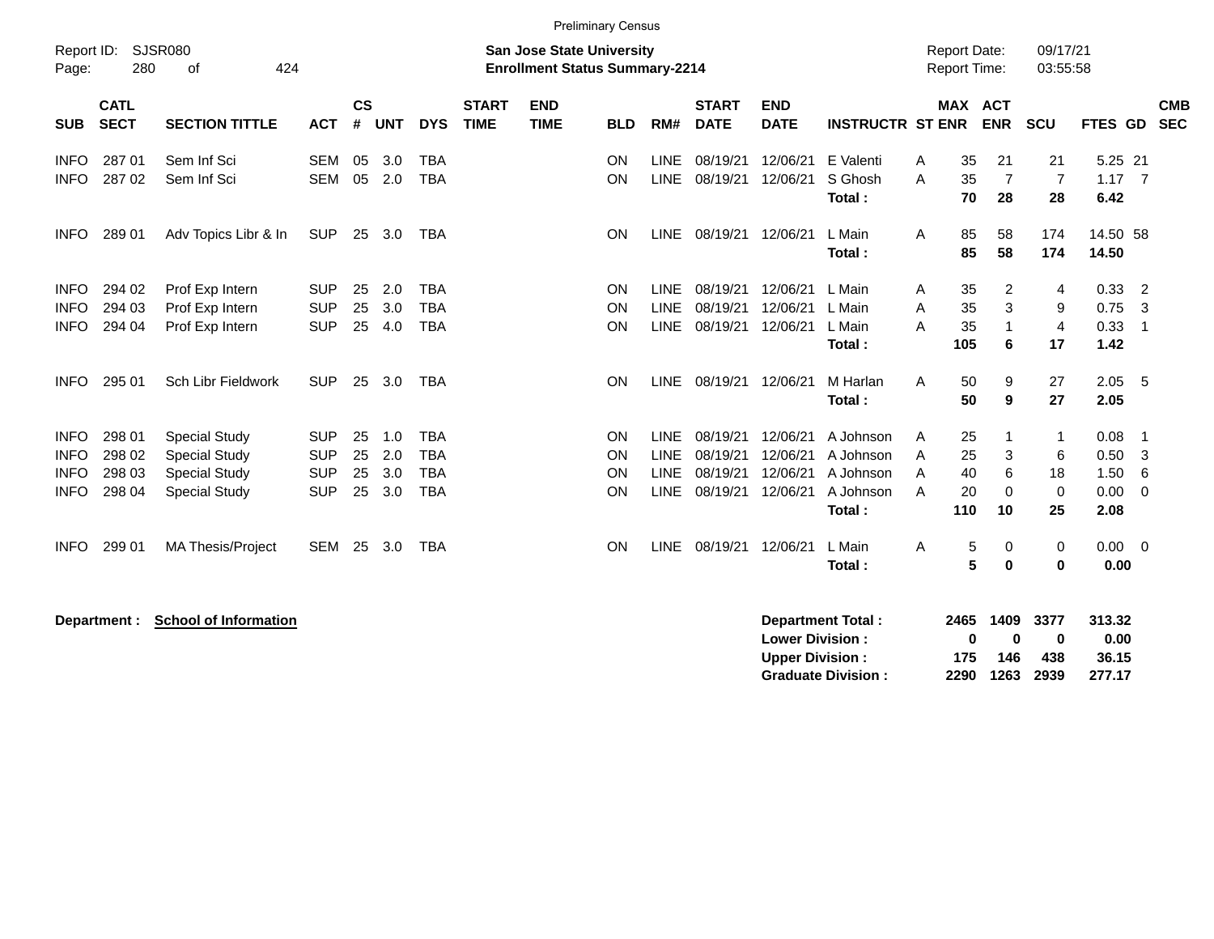Preliminary Census

Report ID: SJSR080

**San Jose State University**
**Enrollment Status Summary-2214**

Report Date: 09/17/21
Report Time: 03:55:58

| SUB | CATL SECT | SECTION TITTLE | ACT | CS # | UNT | DYS | START TIME | END TIME | BLD | RM# | START DATE | END DATE | INSTRUCTR | ST | MAX ENR | ACT ENR | SCU | FTES | GD | CMB SEC |
|---|---|---|---|---|---|---|---|---|---|---|---|---|---|---|---|---|---|---|---|---|
| INFO | 287 01 | Sem Inf Sci | SEM | 05 | 3.0 | TBA | | | ON | LINE | 08/19/21 | 12/06/21 | E Valenti | A | 35 | 21 | 21 | 5.25 | 21 | |
| INFO | 287 02 | Sem Inf Sci | SEM | 05 | 2.0 | TBA | | | ON | LINE | 08/19/21 | 12/06/21 | S Ghosh | A | 35 | 7 | 7 | 1.17 | 7 | |
| | | | | | | | | | | | | | **Total :** | | **70** | **28** | **28** | **6.42** | | |
| INFO | 289 01 | Adv Topics Libr & In | SUP | 25 | 3.0 | TBA | | | ON | LINE | 08/19/21 | 12/06/21 | L Main | A | 85 | 58 | 174 | 14.50 | 58 | |
| | | | | | | | | | | | | | **Total :** | | **85** | **58** | **174** | **14.50** | | |
| INFO | 294 02 | Prof Exp Intern | SUP | 25 | 2.0 | TBA | | | ON | LINE | 08/19/21 | 12/06/21 | L Main | A | 35 | 2 | 4 | 0.33 | 2 | |
| INFO | 294 03 | Prof Exp Intern | SUP | 25 | 3.0 | TBA | | | ON | LINE | 08/19/21 | 12/06/21 | L Main | A | 35 | 3 | 9 | 0.75 | 3 | |
| INFO | 294 04 | Prof Exp Intern | SUP | 25 | 4.0 | TBA | | | ON | LINE | 08/19/21 | 12/06/21 | L Main | A | 35 | 1 | 4 | 0.33 | 1 | |
| | | | | | | | | | | | | | **Total :** | | **105** | **6** | **17** | **1.42** | | |
| INFO | 295 01 | Sch Libr Fieldwork | SUP | 25 | 3.0 | TBA | | | ON | LINE | 08/19/21 | 12/06/21 | M Harlan | A | 50 | 9 | 27 | 2.05 | 5 | |
| | | | | | | | | | | | | | **Total :** | | **50** | **9** | **27** | **2.05** | | |
| INFO | 298 01 | Special Study | SUP | 25 | 1.0 | TBA | | | ON | LINE | 08/19/21 | 12/06/21 | A Johnson | A | 25 | 1 | 1 | 0.08 | 1 | |
| INFO | 298 02 | Special Study | SUP | 25 | 2.0 | TBA | | | ON | LINE | 08/19/21 | 12/06/21 | A Johnson | A | 25 | 3 | 6 | 0.50 | 3 | |
| INFO | 298 03 | Special Study | SUP | 25 | 3.0 | TBA | | | ON | LINE | 08/19/21 | 12/06/21 | A Johnson | A | 40 | 6 | 18 | 1.50 | 6 | |
| INFO | 298 04 | Special Study | SUP | 25 | 3.0 | TBA | | | ON | LINE | 08/19/21 | 12/06/21 | A Johnson | A | 20 | 0 | 0 | 0.00 | 0 | |
| | | | | | | | | | | | | | **Total :** | | **110** | **10** | **25** | **2.08** | | |
| INFO | 299 01 | MA Thesis/Project | SEM | 25 | 3.0 | TBA | | | ON | LINE | 08/19/21 | 12/06/21 | L Main | A | 5 | 0 | 0 | 0.00 | 0 | |
| | | | | | | | | | | | | | **Total :** | | **5** | **0** | **0** | **0.00** | | |

**Department :** **School of Information**

| | MAX ENR | ACT ENR | SCU | FTES |
|---|---|---|---|---|
| **Department Total :** | **2465** | **1409** | **3377** | **313.32** |
| **Lower Division :** | **0** | **0** | **0** | **0.00** |
| **Upper Division :** | **175** | **146** | **438** | **36.15** |
| **Graduate Division :** | **2290** | **1263** | **2939** | **277.17** |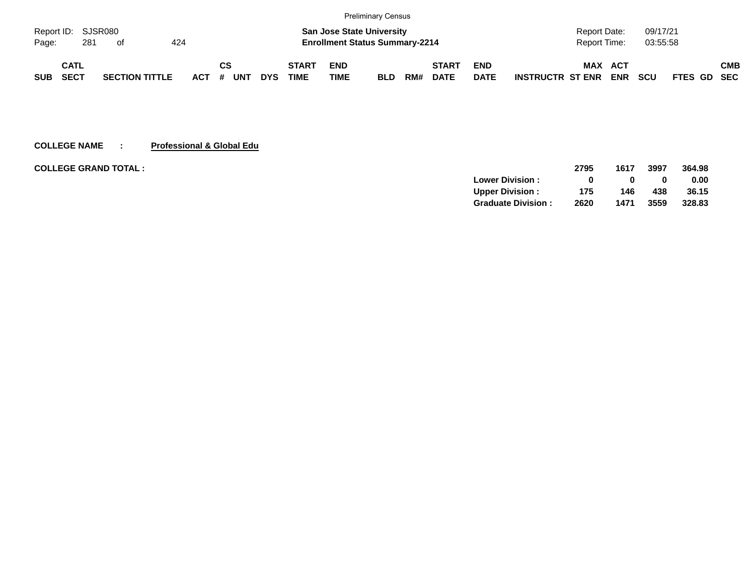| SUB | CATL SECT | SECTION TITTLE | ACT | CS # | UNT | DYS | START TIME | END TIME | BLD | RM# | START DATE | END DATE | INSTRUCTR | MAX ST ENR | ACT ENR | SCU | FTES | GD | CMB SEC |
|---|---|---|---|---|---|---|---|---|---|---|---|---|---|---|---|---|---|---|---|

**COLLEGE NAME : Professional & Global Edu**

**COLLEGE GRAND TOTAL :**

| | MAX ST ENR | ACT ENR | SCU | FTES |
|---|---|---|---|---|
| | **2795** | **1617** | **3997** | **364.98** |
| **Lower Division :** | **0** | **0** | **0** | **0.00** |
| **Upper Division :** | **175** | **146** | **438** | **36.15** |
| **Graduate Division :** | **2620** | **1471** | **3559** | **328.83** |